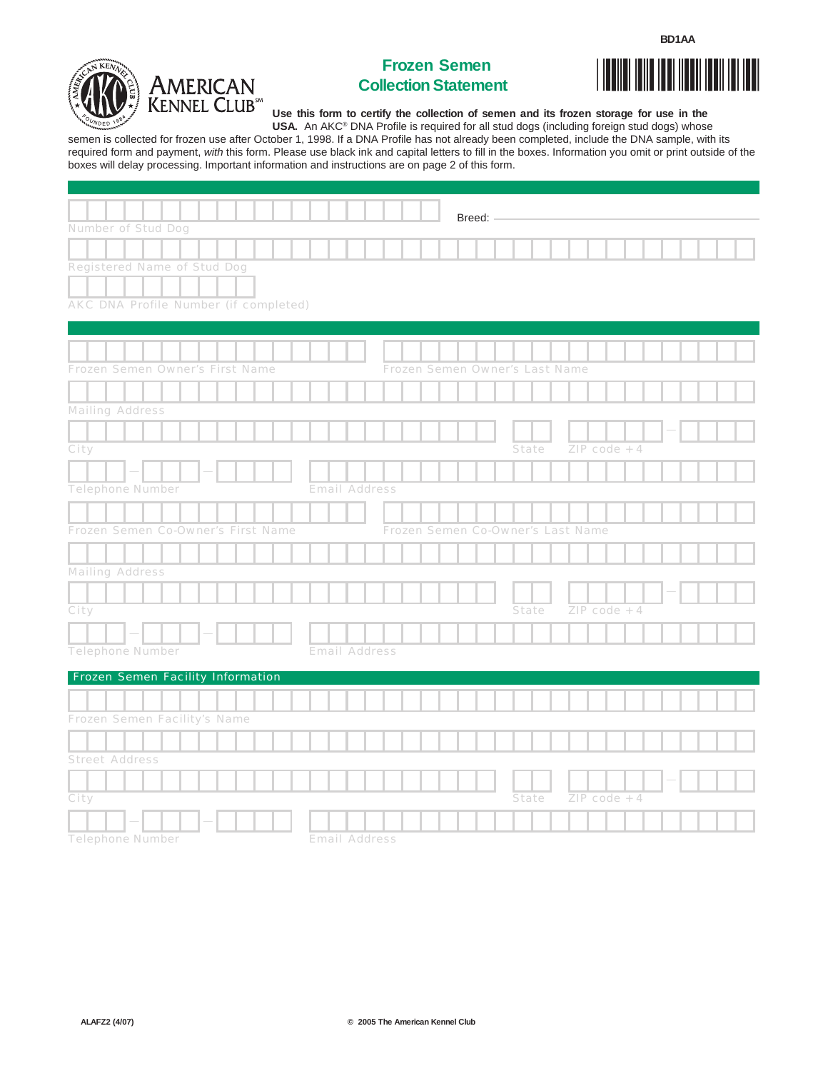BD1AA

AMERICAN KENNEL CLUB℠

# Frozen Semen Collection Statement

**Use this form to certify the collection of semen and its frozen storage for use in the USA.** An AKC® DNA Profile is required for all stud dogs (including foreign stud dogs) whose semen is collected for frozen use after October 1, 1998. If a DNA Profile has not already been completed, include the DNA sample, with its required form and payment, *with* this form. Please use black ink and capital letters to fill in the boxes. Information you omit or print outside of the boxes will delay processing. Important information and instructions are on page 2 of this form.

---

Number of Stud Dog

Breed: ______________________

Registered Name of Stud Dog

AKC DNA Profile Number (if completed)

---

Frozen Semen Owner's First Name

Frozen Semen Owner's Last Name

Mailing Address

City

State

ZIP code + 4

Telephone Number

Email Address

Frozen Semen Co-Owner's First Name

Frozen Semen Co-Owner's Last Name

Mailing Address

City

State

ZIP code + 4

Telephone Number

Email Address

## Frozen Semen Facility Information

Frozen Semen Facility's Name

Street Address

City

State

ZIP code + 4

Telephone Number

Email Address

ALAFZ2 (4/07)

© 2005 The American Kennel Club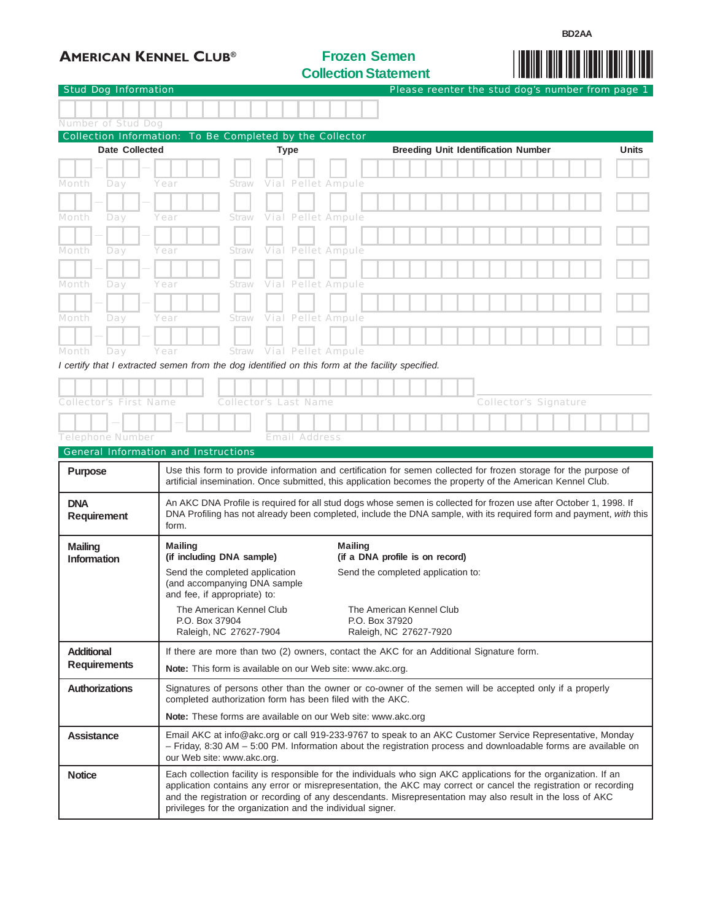BD2AA

**AMERICAN KENNEL CLUB®**

## Frozen Semen Collection Statement

### Stud Dog Information

Please reenter the stud dog's number from page 1

Number of Stud Dog

### Collection Information: To Be Completed by the Collector

| Date Collected | Type | Breeding Unit Identification Number | Units |
|---|---|---|---|
| Month — Day — Year | Straw Vial Pellet Ampule | | |
| Month — Day — Year | Straw Vial Pellet Ampule | | |
| Month — Day — Year | Straw Vial Pellet Ampule | | |
| Month — Day — Year | Straw Vial Pellet Ampule | | |
| Month — Day — Year | Straw Vial Pellet Ampule | | |
| Month — Day — Year | Straw Vial Pellet Ampule | | |

*I certify that I extracted semen from the dog identified on this form at the facility specified.*

Collector's First Name    Collector's Last Name    Collector's Signature

Telephone Number    Email Address

### General Information and Instructions

| | |
|---|---|
| **Purpose** | Use this form to provide information and certification for semen collected for frozen storage for the purpose of artificial insemination. Once submitted, this application becomes the property of the American Kennel Club. |
| **DNA Requirement** | An AKC DNA Profile is required for all stud dogs whose semen is collected for frozen use after October 1, 1998. If DNA Profiling has not already been completed, include the DNA sample, with its required form and payment, *with* this form. |
| **Mailing Information** | **Mailing (if including DNA sample)** Send the completed application (and accompanying DNA sample and fee, if appropriate) to: The American Kennel Club P.O. Box 37904 Raleigh, NC 27627-7904 **Mailing (if a DNA profile is on record)** Send the completed application to: The American Kennel Club P.O. Box 37920 Raleigh, NC 27627-7920 |
| **Additional Requirements** | If there are more than two (2) owners, contact the AKC for an Additional Signature form. **Note:** This form is available on our Web site: www.akc.org. |
| **Authorizations** | Signatures of persons other than the owner or co-owner of the semen will be accepted only if a properly completed authorization form has been filed with the AKC. **Note:** These forms are available on our Web site: www.akc.org |
| **Assistance** | Email AKC at info@akc.org or call 919-233-9767 to speak to an AKC Customer Service Representative, Monday – Friday, 8:30 AM – 5:00 PM. Information about the registration process and downloadable forms are available on our Web site: www.akc.org. |
| **Notice** | Each collection facility is responsible for the individuals who sign AKC applications for the organization. If an application contains any error or misrepresentation, the AKC may correct or cancel the registration or recording and the registration or recording of any descendants. Misrepresentation may also result in the loss of AKC privileges for the organization and the individual signer. |